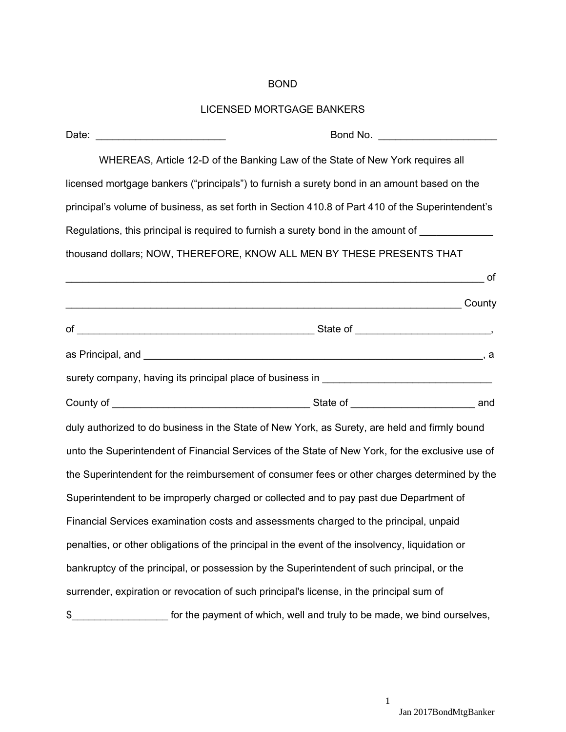# BOND

## LICENSED MORTGAGE BANKERS

Date: _______________________ Bond No. _____________________

WHEREAS, Article 12-D of the Banking Law of the State of New York requires all licensed mortgage bankers ("principals") to furnish a surety bond in an amount based on the principal's volume of business, as set forth in Section 410.8 of Part 410 of the Superintendent's Regulations, this principal is required to furnish a surety bond in the amount of _____________ thousand dollars; NOW, THEREFORE, KNOW ALL MEN BY THESE PRESENTS THAT _____________________________________________________________________________ of _________________________________________________________________________ County of __________________________________________ State of ________________________, as Principal, and ______________________________________________________________, a surety company, having its principal place of business in ______________________________ County of ___________________________________ State of ______________________ and duly authorized to do business in the State of New York, as Surety, are held and firmly bound unto the Superintendent of Financial Services of the State of New York, for the exclusive use of the Superintendent for the reimbursement of consumer fees or other charges determined by the Superintendent to be improperly charged or collected and to pay past due Department of Financial Services examination costs and assessments charged to the principal, unpaid penalties, or other obligations of the principal in the event of the insolvency, liquidation or bankruptcy of the principal, or possession by the Superintendent of such principal, or the surrender, expiration or revocation of such principal's license, in the principal sum of $_________________ for the payment of which, well and truly to be made, we bind ourselves,

Jan 2017BondMtgBanker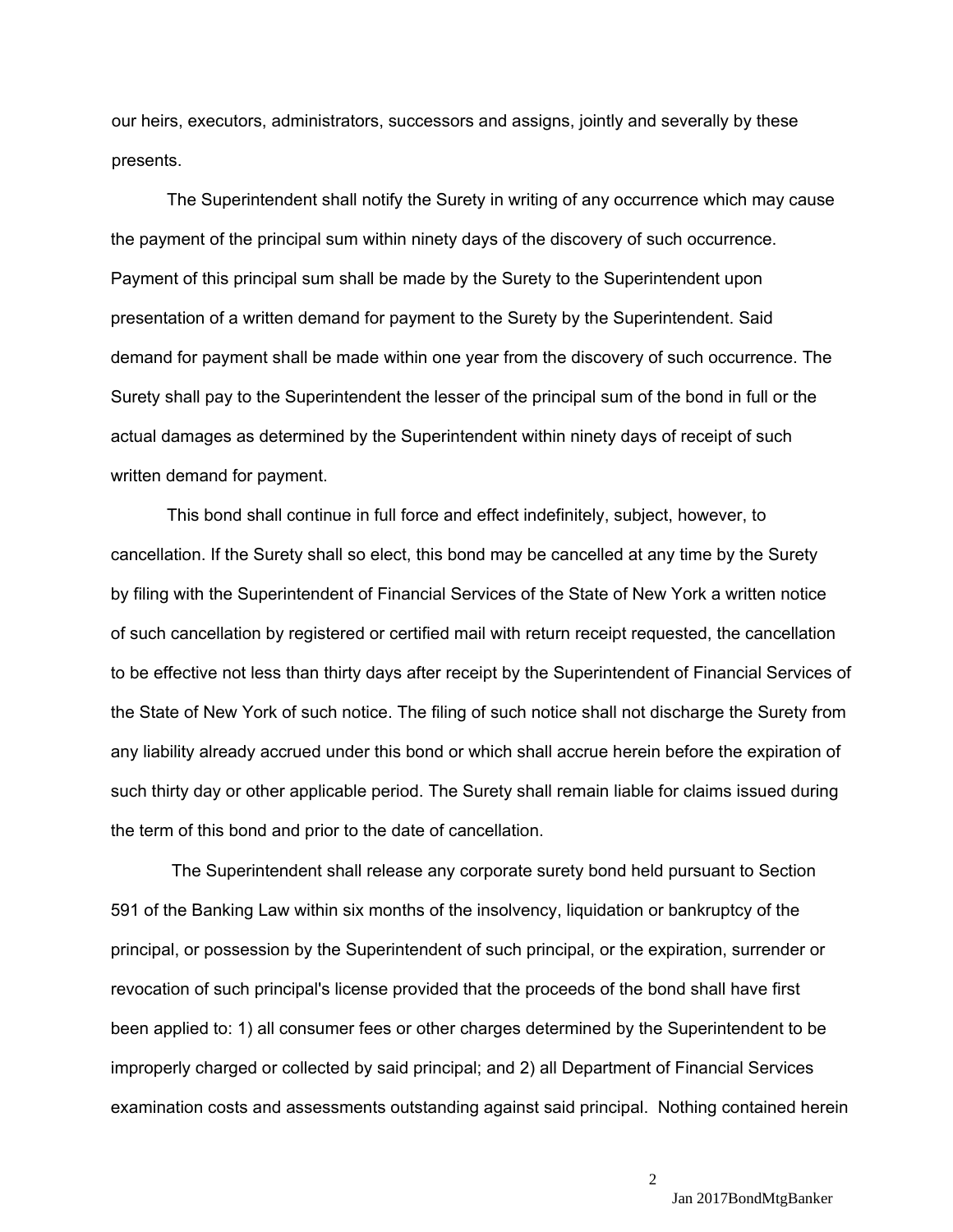our heirs, executors, administrators, successors and assigns, jointly and severally by these presents.

The Superintendent shall notify the Surety in writing of any occurrence which may cause the payment of the principal sum within ninety days of the discovery of such occurrence. Payment of this principal sum shall be made by the Surety to the Superintendent upon presentation of a written demand for payment to the Surety by the Superintendent. Said demand for payment shall be made within one year from the discovery of such occurrence. The Surety shall pay to the Superintendent the lesser of the principal sum of the bond in full or the actual damages as determined by the Superintendent within ninety days of receipt of such written demand for payment.

This bond shall continue in full force and effect indefinitely, subject, however, to cancellation. If the Surety shall so elect, this bond may be cancelled at any time by the Surety by filing with the Superintendent of Financial Services of the State of New York a written notice of such cancellation by registered or certified mail with return receipt requested, the cancellation to be effective not less than thirty days after receipt by the Superintendent of Financial Services of the State of New York of such notice. The filing of such notice shall not discharge the Surety from any liability already accrued under this bond or which shall accrue herein before the expiration of such thirty day or other applicable period. The Surety shall remain liable for claims issued during the term of this bond and prior to the date of cancellation.

The Superintendent shall release any corporate surety bond held pursuant to Section 591 of the Banking Law within six months of the insolvency, liquidation or bankruptcy of the principal, or possession by the Superintendent of such principal, or the expiration, surrender or revocation of such principal's license provided that the proceeds of the bond shall have first been applied to: 1) all consumer fees or other charges determined by the Superintendent to be improperly charged or collected by said principal; and 2) all Department of Financial Services examination costs and assessments outstanding against said principal. Nothing contained herein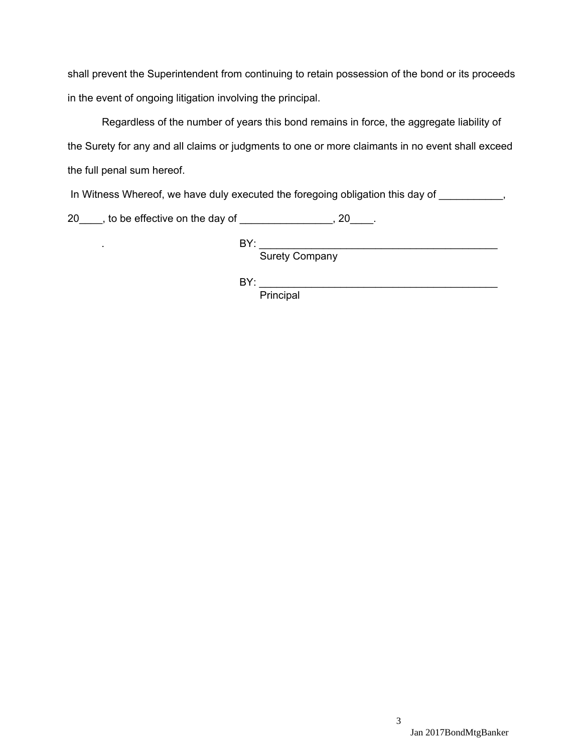shall prevent the Superintendent from continuing to retain possession of the bond or its proceeds in the event of ongoing litigation involving the principal.

Regardless of the number of years this bond remains in force, the aggregate liability of the Surety for any and all claims or judgments to one or more claimants in no event shall exceed the full penal sum hereof.

In Witness Whereof, we have duly executed the foregoing obligation this day of ___________, 20____, to be effective on the day of ________________, 20____.

BY: _________________________________________
Surety Company

BY: _________________________________________
Principal